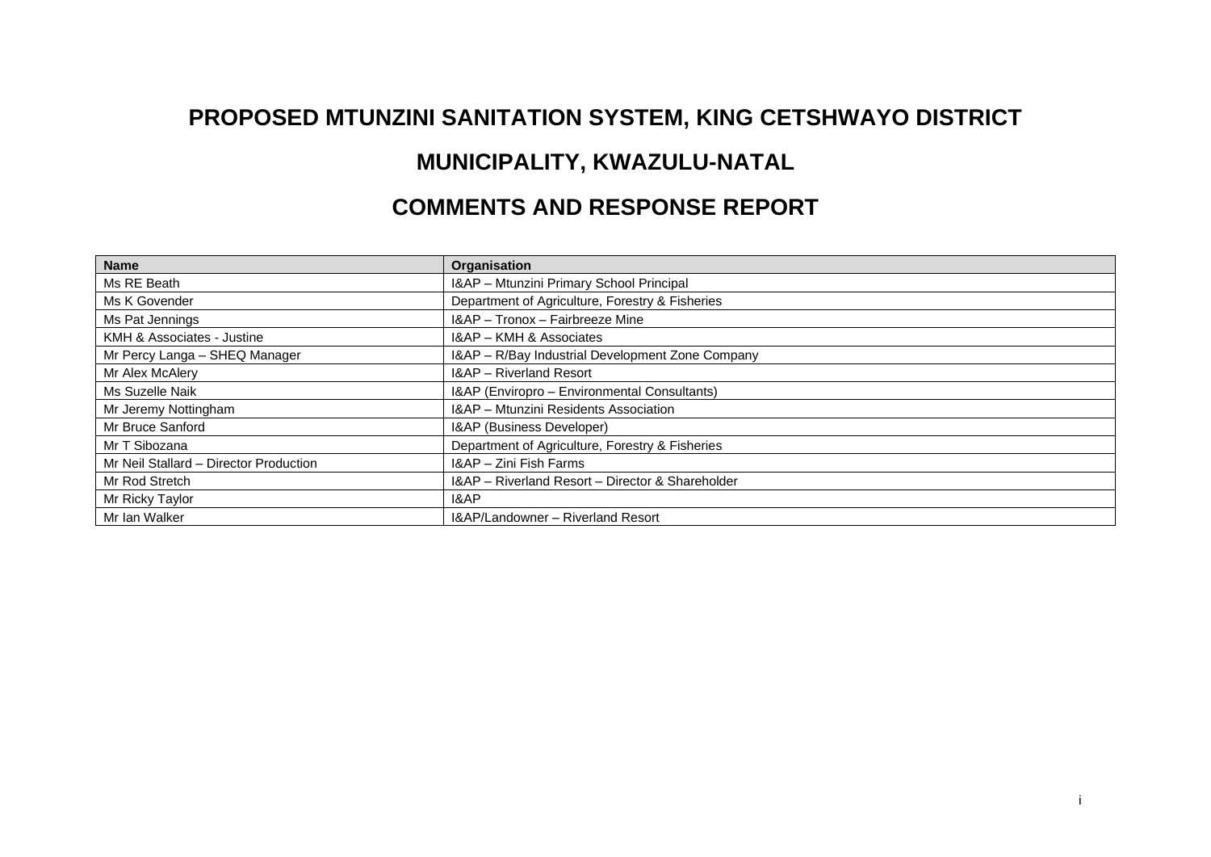# PROPOSED MTUNZINI SANITATION SYSTEM, KING CETSHWAYO DISTRICT MUNICIPALITY, KWAZULU-NATAL

# COMMENTS AND RESPONSE REPORT

| Name | Organisation |
|---|---|
| Ms RE Beath | I&AP – Mtunzini Primary School Principal |
| Ms K Govender | Department of Agriculture, Forestry & Fisheries |
| Ms Pat Jennings | I&AP – Tronox – Fairbreeze Mine |
| KMH & Associates - Justine | I&AP – KMH & Associates |
| Mr Percy Langa – SHEQ Manager | I&AP – R/Bay Industrial Development Zone Company |
| Mr Alex McAlery | I&AP – Riverland Resort |
| Ms Suzelle Naik | I&AP (Enviropro – Environmental Consultants) |
| Mr Jeremy Nottingham | I&AP – Mtunzini Residents Association |
| Mr Bruce Sanford | I&AP (Business Developer) |
| Mr T Sibozana | Department of Agriculture, Forestry & Fisheries |
| Mr Neil Stallard – Director Production | I&AP – Zini Fish Farms |
| Mr Rod Stretch | I&AP – Riverland Resort – Director & Shareholder |
| Mr Ricky Taylor | I&AP |
| Mr Ian Walker | I&AP/Landowner – Riverland Resort |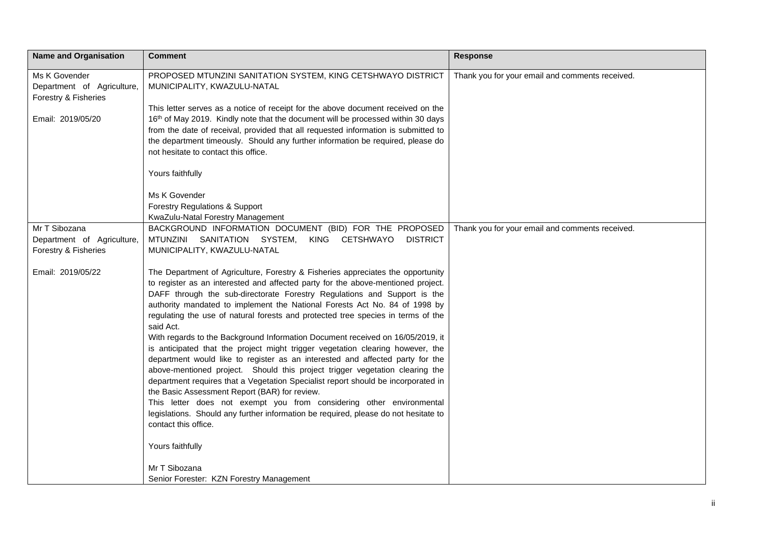| Name and Organisation | Comment | Response |
| --- | --- | --- |
| Ms K Govender<br>Department of Agriculture, Forestry & Fisheries<br><br>Email: 2019/05/20 | PROPOSED MTUNZINI SANITATION SYSTEM, KING CETSHWAYO DISTRICT MUNICIPALITY, KWAZULU-NATAL<br><br>This letter serves as a notice of receipt for the above document received on the 16th of May 2019. Kindly note that the document will be processed within 30 days from the date of receival, provided that all requested information is submitted to the department timeously. Should any further information be required, please do not hesitate to contact this office.<br><br>Yours faithfully<br><br>Ms K Govender<br>Forestry Regulations & Support<br>KwaZulu-Natal Forestry Management | Thank you for your email and comments received. |
| Mr T Sibozana<br>Department of Agriculture, Forestry & Fisheries<br><br>Email: 2019/05/22 | BACKGROUND INFORMATION DOCUMENT (BID) FOR THE PROPOSED MTUNZINI SANITATION SYSTEM, KING CETSHWAYO DISTRICT MUNICIPALITY, KWAZULU-NATAL<br><br>The Department of Agriculture, Forestry & Fisheries appreciates the opportunity to register as an interested and affected party for the above-mentioned project. DAFF through the sub-directorate Forestry Regulations and Support is the authority mandated to implement the National Forests Act No. 84 of 1998 by regulating the use of natural forests and protected tree species in terms of the said Act.<br>With regards to the Background Information Document received on 16/05/2019, it is anticipated that the project might trigger vegetation clearing however, the department would like to register as an interested and affected party for the above-mentioned project. Should this project trigger vegetation clearing the department requires that a Vegetation Specialist report should be incorporated in the Basic Assessment Report (BAR) for review.<br>This letter does not exempt you from considering other environmental legislations. Should any further information be required, please do not hesitate to contact this office.<br><br>Yours faithfully<br><br>Mr T Sibozana<br>Senior Forester: KZN Forestry Management | Thank you for your email and comments received. |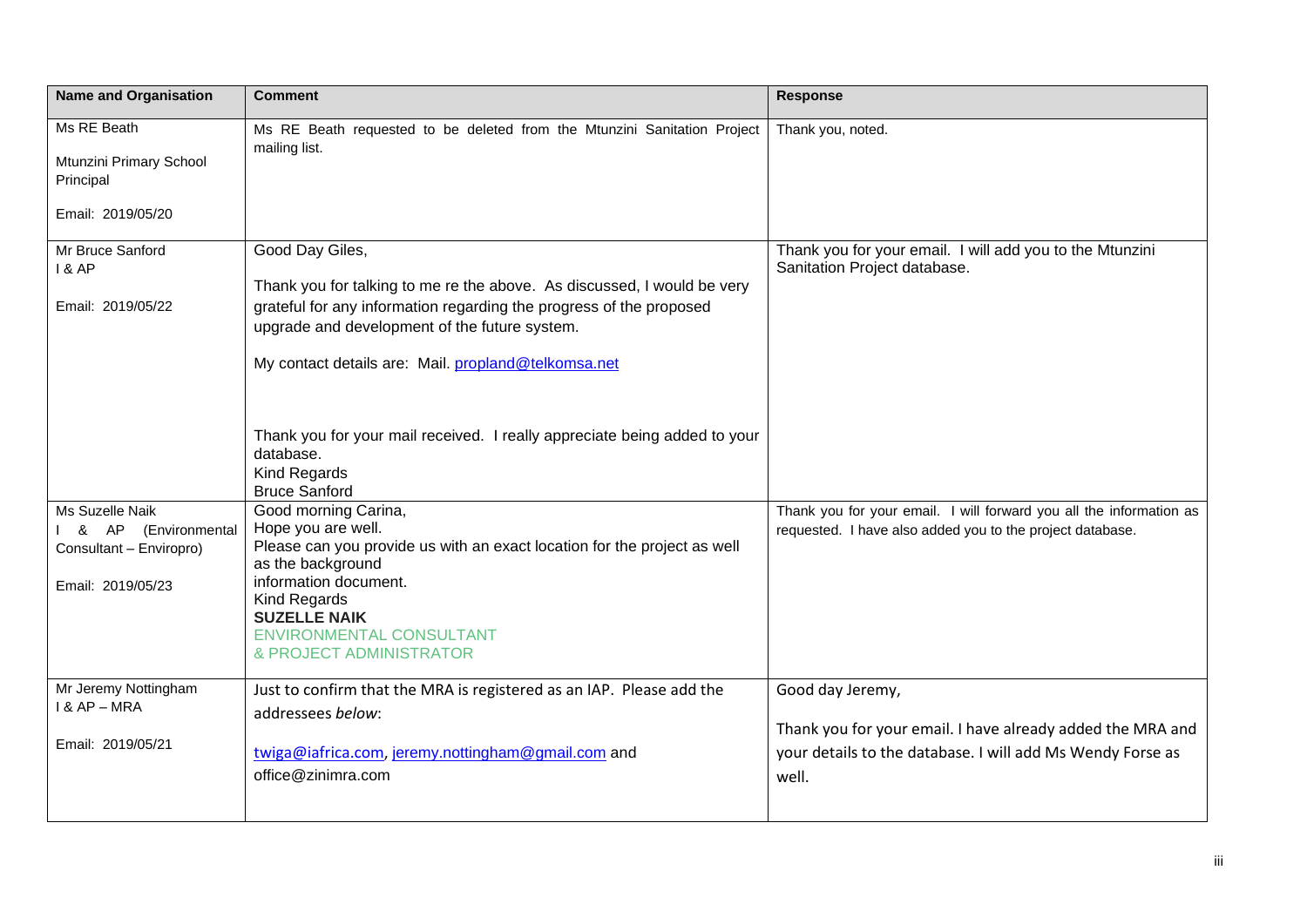| Name and Organisation | Comment | Response |
|---|---|---|
| Ms RE Beath<br><br>Mtunzini Primary School Principal<br><br>Email: 2019/05/20 | Ms RE Beath requested to be deleted from the Mtunzini Sanitation Project mailing list. | Thank you, noted. |
| Mr Bruce Sanford<br>I & AP<br><br>Email: 2019/05/22 | Good Day Giles,<br><br>Thank you for talking to me re the above. As discussed, I would be very grateful for any information regarding the progress of the proposed upgrade and development of the future system.<br><br>My contact details are: Mail. propland@telkomsa.net<br><br>Thank you for your mail received. I really appreciate being added to your database.<br>Kind Regards<br>Bruce Sanford | Thank you for your email. I will add you to the Mtunzini Sanitation Project database. |
| Ms Suzelle Naik<br>I & AP (Environmental Consultant – Enviropro)<br><br>Email: 2019/05/23 | Good morning Carina,<br>Hope you are well.<br>Please can you provide us with an exact location for the project as well as the background information document.<br>Kind Regards<br>**SUZELLE NAIK**<br>ENVIRONMENTAL CONSULTANT<br>& PROJECT ADMINISTRATOR | Thank you for your email. I will forward you all the information as requested. I have also added you to the project database. |
| Mr Jeremy Nottingham<br>I & AP – MRA<br><br>Email: 2019/05/21 | Just to confirm that the MRA is registered as an IAP. Please add the addressees *below*:<br><br>twiga@iafrica.com, jeremy.nottingham@gmail.com and office@zinimra.com | Good day Jeremy,<br><br>Thank you for your email. I have already added the MRA and your details to the database. I will add Ms Wendy Forse as well. |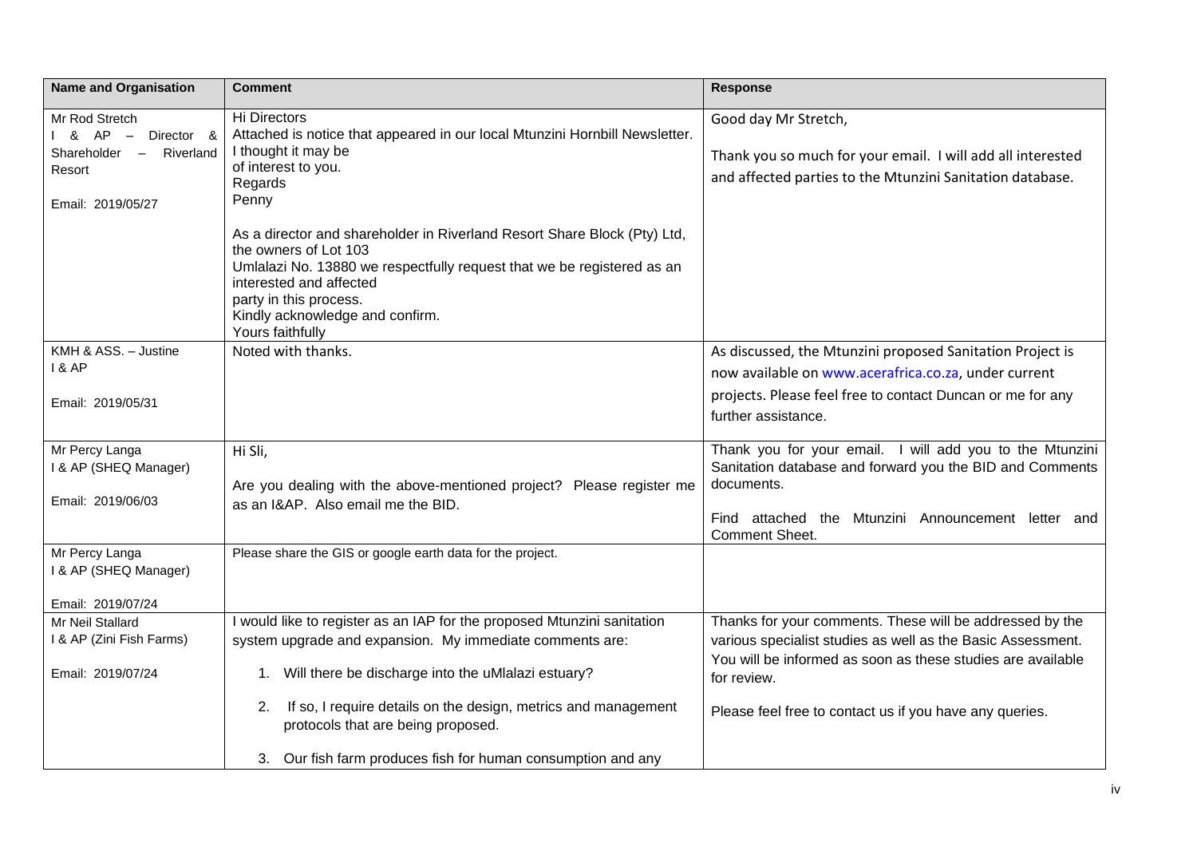| Name and Organisation | Comment | Response |
|---|---|---|
| Mr Rod Stretch<br>I & AP – Director & Shareholder – Riverland Resort<br><br>Email: 2019/05/27 | Hi Directors<br>Attached is notice that appeared in our local Mtunzini Hornbill Newsletter. I thought it may be of interest to you.<br>Regards<br>Penny<br><br>As a director and shareholder in Riverland Resort Share Block (Pty) Ltd, the owners of Lot 103 Umlalazi No. 13880 we respectfully request that we be registered as an interested and affected party in this process.<br>Kindly acknowledge and confirm.<br>Yours faithfully | Good day Mr Stretch,<br><br>Thank you so much for your email. I will add all interested and affected parties to the Mtunzini Sanitation database. |
| KMH & ASS. – Justine<br>I & AP<br><br>Email: 2019/05/31 | Noted with thanks. | As discussed, the Mtunzini proposed Sanitation Project is now available on www.acerafrica.co.za, under current projects. Please feel free to contact Duncan or me for any further assistance. |
| Mr Percy Langa<br>I & AP (SHEQ Manager)<br><br>Email: 2019/06/03 | Hi Sli,<br><br>Are you dealing with the above-mentioned project? Please register me as an I&AP. Also email me the BID. | Thank you for your email. I will add you to the Mtunzini Sanitation database and forward you the BID and Comments documents.<br><br>Find attached the Mtunzini Announcement letter and Comment Sheet. |
| Mr Percy Langa<br>I & AP (SHEQ Manager)<br><br>Email: 2019/07/24 | Please share the GIS or google earth data for the project. | |
| Mr Neil Stallard<br>I & AP (Zini Fish Farms)<br><br>Email: 2019/07/24 | I would like to register as an IAP for the proposed Mtunzini sanitation system upgrade and expansion. My immediate comments are:<br><br>1. Will there be discharge into the uMlalazi estuary?<br><br>2. If so, I require details on the design, metrics and management protocols that are being proposed.<br><br>3. Our fish farm produces fish for human consumption and any | Thanks for your comments. These will be addressed by the various specialist studies as well as the Basic Assessment. You will be informed as soon as these studies are available for review.<br><br>Please feel free to contact us if you have any queries. |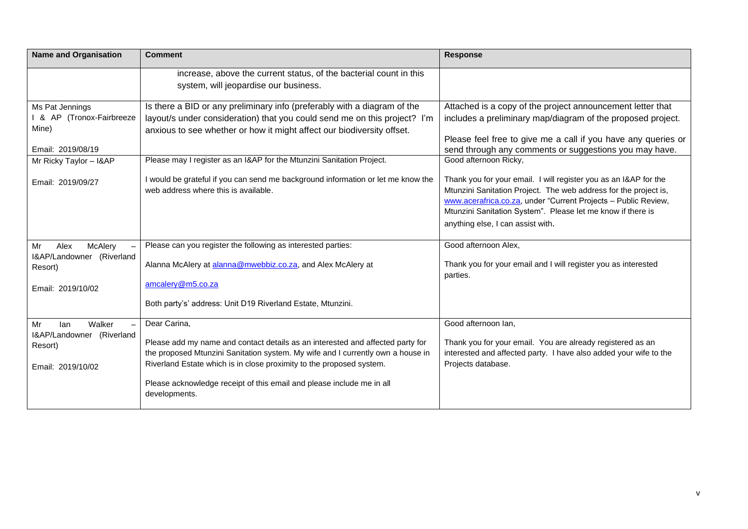| Name and Organisation | Comment | Response |
|---|---|---|
| | increase, above the current status, of the bacterial count in this system, will jeopardise our business. | |
| Ms Pat Jennings<br>I & AP (Tronox-Fairbreeze Mine)<br><br>Email: 2019/08/19 | Is there a BID or any preliminary info (preferably with a diagram of the layout/s under consideration) that you could send me on this project? I'm anxious to see whether or how it might affect our biodiversity offset. | Attached is a copy of the project announcement letter that includes a preliminary map/diagram of the proposed project.<br><br>Please feel free to give me a call if you have any queries or send through any comments or suggestions you may have. |
| Mr Ricky Taylor – I&AP<br><br>Email: 2019/09/27 | Please may I register as an I&AP for the Mtunzini Sanitation Project.<br><br>I would be grateful if you can send me background information or let me know the web address where this is available. | Good afternoon Ricky,<br><br>Thank you for your email. I will register you as an I&AP for the Mtunzini Sanitation Project. The web address for the project is, www.acerafrica.co.za, under "Current Projects – Public Review, Mtunzini Sanitation System". Please let me know if there is anything else, I can assist with. |
| Mr Alex McAlery – I&AP/Landowner (Riverland Resort)<br><br>Email: 2019/10/02 | Please can you register the following as interested parties:<br><br>Alanna McAlery at alanna@mwebbiz.co.za, and Alex McAlery at amcalery@m5.co.za<br><br>Both party's' address: Unit D19 Riverland Estate, Mtunzini. | Good afternoon Alex,<br><br>Thank you for your email and I will register you as interested parties. |
| Mr Ian Walker – I&AP/Landowner (Riverland Resort)<br><br>Email: 2019/10/02 | Dear Carina,<br><br>Please add my name and contact details as an interested and affected party for the proposed Mtunzini Sanitation system. My wife and I currently own a house in Riverland Estate which is in close proximity to the proposed system.<br><br>Please acknowledge receipt of this email and please include me in all developments. | Good afternoon Ian,<br><br>Thank you for your email. You are already registered as an interested and affected party. I have also added your wife to the Projects database. |